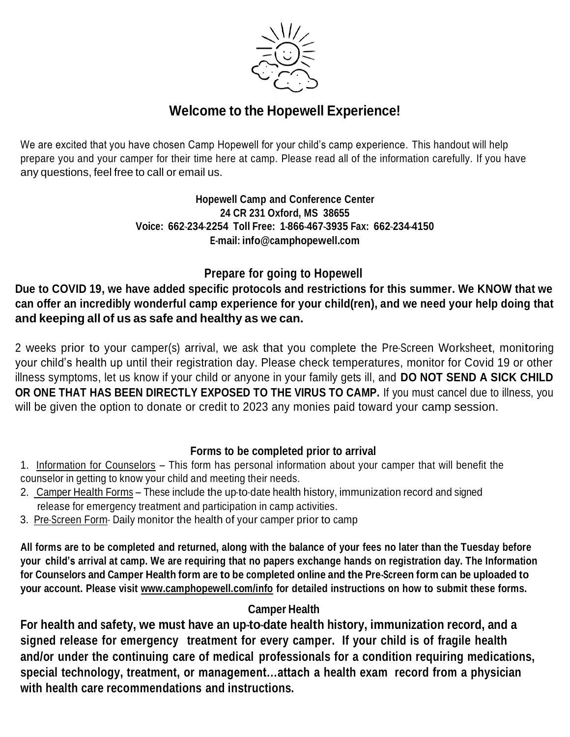# Welcome to the Hopewell Experience!

We are excited that you have chosen Camp Hopewell for your child's camp experience. This handout will help prepare you and your camper for their time here at camp. Please read all of the information carefully. If you have any questions, feel free to call or email us.

**Hopewell Camp and Conference Center**
**24 CR 231 Oxford, MS 38655**
**Voice: 662-234-2254 Toll Free: 1-866-467-3935 Fax: 662-234-4150**
**E-mail: info@camphopewell.com**

## Prepare for going to Hopewell

**Due to COVID 19, we have added specific protocols and restrictions for this summer. We KNOW that we can offer an incredibly wonderful camp experience for your child(ren), and we need your help doing that and keeping all of us as safe and healthy as we can.**

2 weeks prior to your camper(s) arrival, we ask that you complete the Pre-Screen Worksheet, monitoring your child's health up until their registration day. Please check temperatures, monitor for Covid 19 or other illness symptoms, let us know if your child or anyone in your family gets ill, and **DO NOT SEND A SICK CHILD OR ONE THAT HAS BEEN DIRECTLY EXPOSED TO THE VIRUS TO CAMP.** If you must cancel due to illness, you will be given the option to donate or credit to 2023 any monies paid toward your camp session.

## Forms to be completed prior to arrival

1. Information for Counselors – This form has personal information about your camper that will benefit the counselor in getting to know your child and meeting their needs.
2. Camper Health Forms – These include the up-to-date health history, immunization record and signed release for emergency treatment and participation in camp activities.
3. Pre-Screen Form- Daily monitor the health of your camper prior to camp

**All forms are to be completed and returned, along with the balance of your fees no later than the Tuesday before your child's arrival at camp. We are requiring that no papers exchange hands on registration day. The Information for Counselors and Camper Health form are to be completed online and the Pre-Screen form can be uploaded to your account. Please visit www.camphopewell.com/info for detailed instructions on how to submit these forms.**

## Camper Health

**For health and safety, we must have an up-to-date health history, immunization record, and a signed release for emergency treatment for every camper. If your child is of fragile health and/or under the continuing care of medical professionals for a condition requiring medications, special technology, treatment, or management…attach a health exam record from a physician with health care recommendations and instructions.**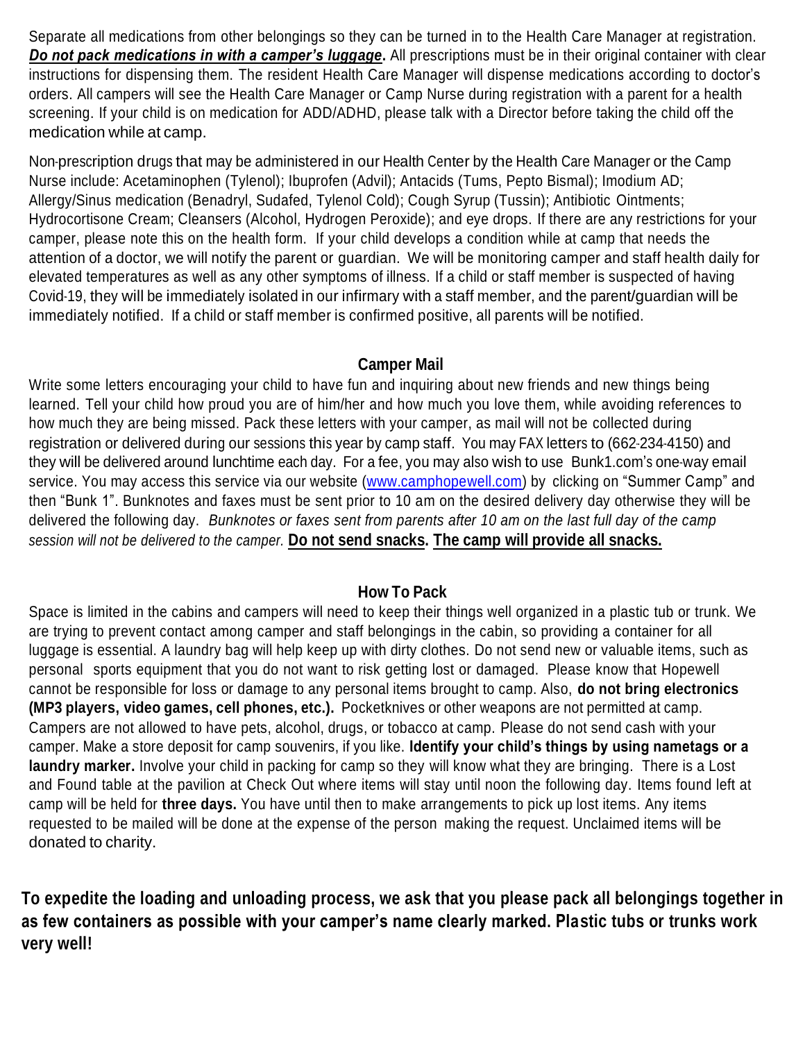Separate all medications from other belongings so they can be turned in to the Health Care Manager at registration. ***Do not pack medications in with a camper's luggage*.** All prescriptions must be in their original container with clear instructions for dispensing them. The resident Health Care Manager will dispense medications according to doctor's orders. All campers will see the Health Care Manager or Camp Nurse during registration with a parent for a health screening. If your child is on medication for ADD/ADHD, please talk with a Director before taking the child off the medication while at camp.

Non-prescription drugs that may be administered in our Health Center by the Health Care Manager or the Camp Nurse include: Acetaminophen (Tylenol); Ibuprofen (Advil); Antacids (Tums, Pepto Bismal); Imodium AD; Allergy/Sinus medication (Benadryl, Sudafed, Tylenol Cold); Cough Syrup (Tussin); Antibiotic Ointments; Hydrocortisone Cream; Cleansers (Alcohol, Hydrogen Peroxide); and eye drops. If there are any restrictions for your camper, please note this on the health form. If your child develops a condition while at camp that needs the attention of a doctor, we will notify the parent or guardian. We will be monitoring camper and staff health daily for elevated temperatures as well as any other symptoms of illness. If a child or staff member is suspected of having Covid-19, they will be immediately isolated in our infirmary with a staff member, and the parent/guardian will be immediately notified. If a child or staff member is confirmed positive, all parents will be notified.

## Camper Mail

Write some letters encouraging your child to have fun and inquiring about new friends and new things being learned. Tell your child how proud you are of him/her and how much you love them, while avoiding references to how much they are being missed. Pack these letters with your camper, as mail will not be collected during registration or delivered during our sessions this year by camp staff. You may FAX letters to (662-234-4150) and they will be delivered around lunchtime each day. For a fee, you may also wish to use Bunk1.com's one-way email service. You may access this service via our website (www.camphopewell.com) by clicking on "Summer Camp" and then "Bunk 1". Bunknotes and faxes must be sent prior to 10 am on the desired delivery day otherwise they will be delivered the following day. *Bunknotes or faxes sent from parents after 10 am on the last full day of the camp session will not be delivered to the camper.* **Do not send snacks. The camp will provide all snacks.**

## How To Pack

Space is limited in the cabins and campers will need to keep their things well organized in a plastic tub or trunk. We are trying to prevent contact among camper and staff belongings in the cabin, so providing a container for all luggage is essential. A laundry bag will help keep up with dirty clothes. Do not send new or valuable items, such as personal sports equipment that you do not want to risk getting lost or damaged. Please know that Hopewell cannot be responsible for loss or damage to any personal items brought to camp. Also, **do not bring electronics (MP3 players, video games, cell phones, etc.).** Pocketknives or other weapons are not permitted at camp. Campers are not allowed to have pets, alcohol, drugs, or tobacco at camp. Please do not send cash with your camper. Make a store deposit for camp souvenirs, if you like. **Identify your child's things by using nametags or a laundry marker.** Involve your child in packing for camp so they will know what they are bringing. There is a Lost and Found table at the pavilion at Check Out where items will stay until noon the following day. Items found left at camp will be held for **three days.** You have until then to make arrangements to pick up lost items. Any items requested to be mailed will be done at the expense of the person making the request. Unclaimed items will be donated to charity.

**To expedite the loading and unloading process, we ask that you please pack all belongings together in as few containers as possible with your camper's name clearly marked. Plastic tubs or trunks work very well!**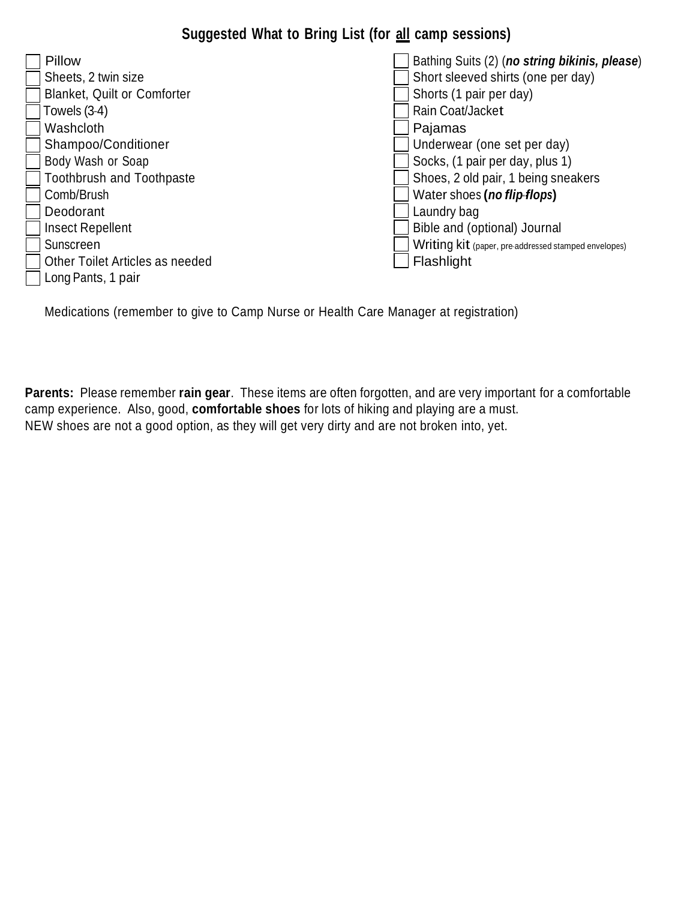## Suggested What to Bring List (for all camp sessions)

- [ ] Pillow
- [ ] Sheets, 2 twin size
- [ ] Blanket, Quilt or Comforter
- [ ] Towels (3-4)
- [ ] Washcloth
- [ ] Shampoo/Conditioner
- [ ] Body Wash or Soap
- [ ] Toothbrush and Toothpaste
- [ ] Comb/Brush
- [ ] Deodorant
- [ ] Insect Repellent
- [ ] Sunscreen
- [ ] Other Toilet Articles as needed
- [ ] Long Pants, 1 pair
- [ ] Bathing Suits (2) (***no string bikinis, please***)
- [ ] Short sleeved shirts (one per day)
- [ ] Shorts (1 pair per day)
- [ ] Rain Coat/Jacket
- [ ] Pajamas
- [ ] Underwear (one set per day)
- [ ] Socks, (1 pair per day, plus 1)
- [ ] Shoes, 2 old pair, 1 being sneakers
- [ ] Water shoes **(*no flip-flops*)**
- [ ] Laundry bag
- [ ] Bible and (optional) Journal
- [ ] Writing kit (paper, pre-addressed stamped envelopes)
- [ ] Flashlight

Medications (remember to give to Camp Nurse or Health Care Manager at registration)

**Parents:** Please remember **rain gear**. These items are often forgotten, and are very important for a comfortable camp experience. Also, good, **comfortable shoes** for lots of hiking and playing are a must.
NEW shoes are not a good option, as they will get very dirty and are not broken into, yet.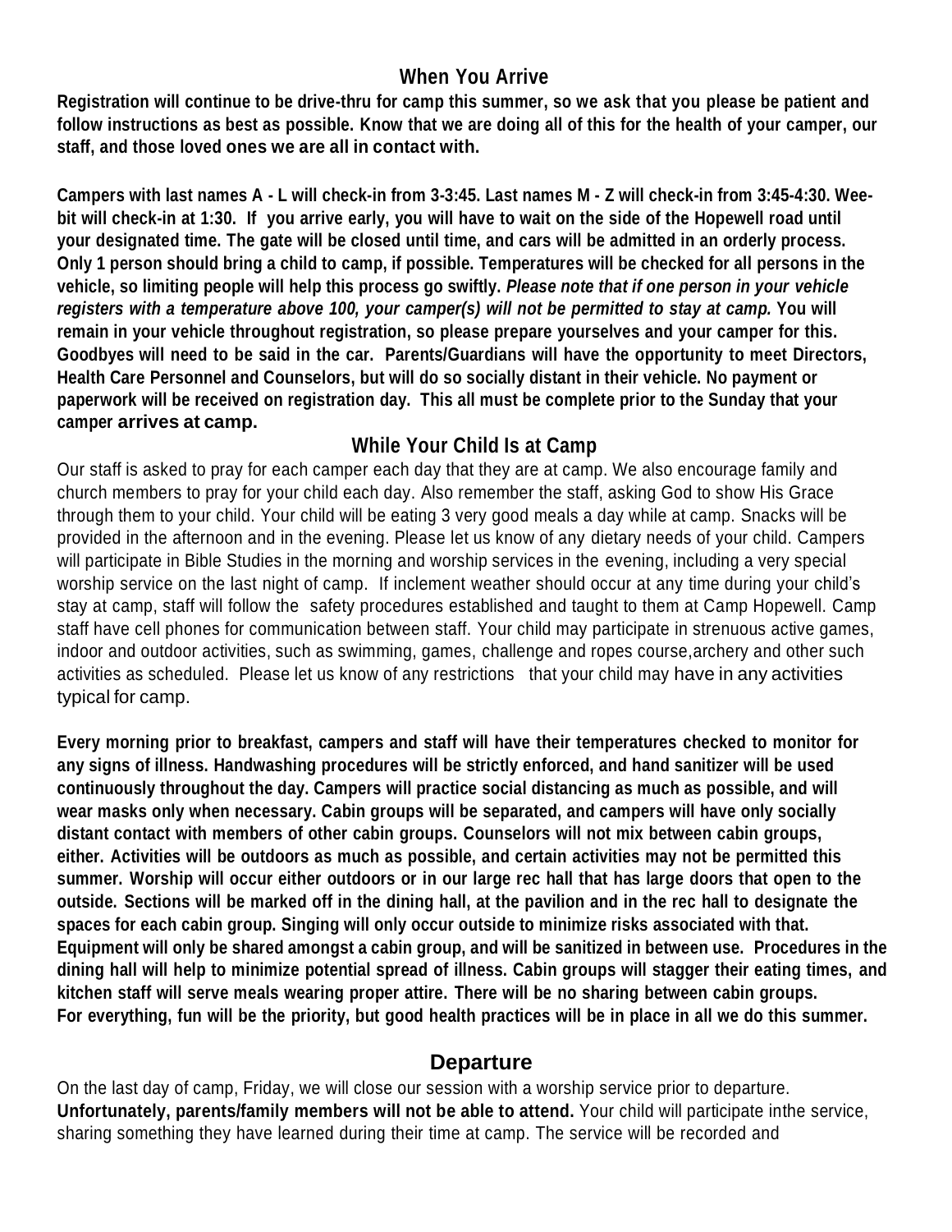## When You Arrive

**Registration will continue to be drive-thru for camp this summer, so we ask that you please be patient and follow instructions as best as possible. Know that we are doing all of this for the health of your camper, our staff, and those loved ones we are all in contact with.**

**Campers with last names A - L will check-in from 3-3:45. Last names M - Z will check-in from 3:45-4:30. Wee-bit will check-in at 1:30. If you arrive early, you will have to wait on the side of the Hopewell road until your designated time. The gate will be closed until time, and cars will be admitted in an orderly process. Only 1 person should bring a child to camp, if possible. Temperatures will be checked for all persons in the vehicle, so limiting people will help this process go swiftly. *Please note that if one person in your vehicle registers with a temperature above 100, your camper(s) will not be permitted to stay at camp.* You will remain in your vehicle throughout registration, so please prepare yourselves and your camper for this. Goodbyes will need to be said in the car. Parents/Guardians will have the opportunity to meet Directors, Health Care Personnel and Counselors, but will do so socially distant in their vehicle. No payment or paperwork will be received on registration day. This all must be complete prior to the Sunday that your camper arrives at camp.**

## While Your Child Is at Camp

Our staff is asked to pray for each camper each day that they are at camp. We also encourage family and church members to pray for your child each day. Also remember the staff, asking God to show His Grace through them to your child. Your child will be eating 3 very good meals a day while at camp. Snacks will be provided in the afternoon and in the evening. Please let us know of any dietary needs of your child. Campers will participate in Bible Studies in the morning and worship services in the evening, including a very special worship service on the last night of camp. If inclement weather should occur at any time during your child's stay at camp, staff will follow the safety procedures established and taught to them at Camp Hopewell. Camp staff have cell phones for communication between staff. Your child may participate in strenuous active games, indoor and outdoor activities, such as swimming, games, challenge and ropes course,archery and other such activities as scheduled. Please let us know of any restrictions that your child may have in any activities typical for camp.

**Every morning prior to breakfast, campers and staff will have their temperatures checked to monitor for any signs of illness. Handwashing procedures will be strictly enforced, and hand sanitizer will be used continuously throughout the day. Campers will practice social distancing as much as possible, and will wear masks only when necessary. Cabin groups will be separated, and campers will have only socially distant contact with members of other cabin groups. Counselors will not mix between cabin groups, either. Activities will be outdoors as much as possible, and certain activities may not be permitted this summer. Worship will occur either outdoors or in our large rec hall that has large doors that open to the outside. Sections will be marked off in the dining hall, at the pavilion and in the rec hall to designate the spaces for each cabin group. Singing will only occur outside to minimize risks associated with that. Equipment will only be shared amongst a cabin group, and will be sanitized in between use. Procedures in the dining hall will help to minimize potential spread of illness. Cabin groups will stagger their eating times, and kitchen staff will serve meals wearing proper attire. There will be no sharing between cabin groups. For everything, fun will be the priority, but good health practices will be in place in all we do this summer.**

## Departure

On the last day of camp, Friday, we will close our session with a worship service prior to departure. **Unfortunately, parents/family members will not be able to attend.** Your child will participate inthe service, sharing something they have learned during their time at camp. The service will be recorded and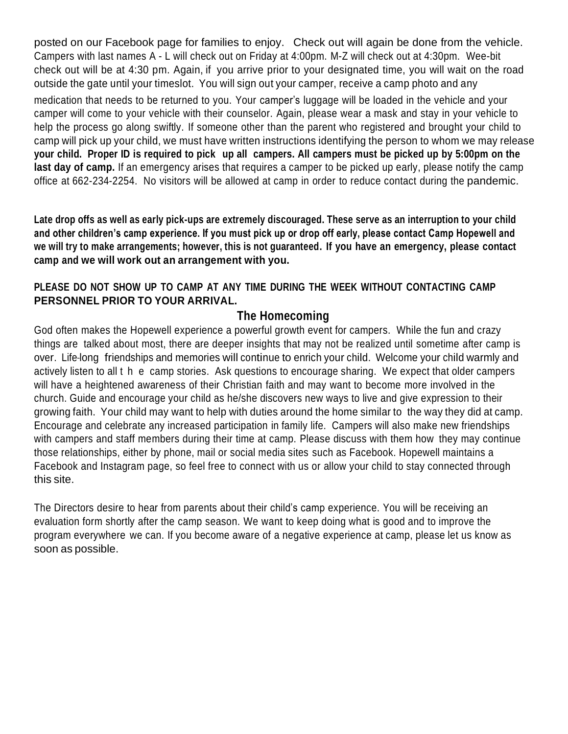posted on our Facebook page for families to enjoy. Check out will again be done from the vehicle. Campers with last names A - L will check out on Friday at 4:00pm. M-Z will check out at 4:30pm. Wee-bit check out will be at 4:30 pm. Again, if you arrive prior to your designated time, you will wait on the road outside the gate until your timeslot. You will sign out your camper, receive a camp photo and any medication that needs to be returned to you. Your camper's luggage will be loaded in the vehicle and your camper will come to your vehicle with their counselor. Again, please wear a mask and stay in your vehicle to help the process go along swiftly. If someone other than the parent who registered and brought your child to camp will pick up your child, we must have written instructions identifying the person to whom we may release **your child. Proper ID is required to pick up all campers. All campers must be picked up by 5:00pm on the last day of camp.** If an emergency arises that requires a camper to be picked up early, please notify the camp office at 662-234-2254. No visitors will be allowed at camp in order to reduce contact during the pandemic.

**Late drop offs as well as early pick-ups are extremely discouraged. These serve as an interruption to your child and other children's camp experience. If you must pick up or drop off early, please contact Camp Hopewell and we will try to make arrangements; however, this is not guaranteed. If you have an emergency, please contact camp and we will work out an arrangement with you.**

**PLEASE DO NOT SHOW UP TO CAMP AT ANY TIME DURING THE WEEK WITHOUT CONTACTING CAMP PERSONNEL PRIOR TO YOUR ARRIVAL.**

## The Homecoming

God often makes the Hopewell experience a powerful growth event for campers. While the fun and crazy things are talked about most, there are deeper insights that may not be realized until sometime after camp is over. Life-long friendships and memories will continue to enrich your child. Welcome your child warmly and actively listen to all the camp stories. Ask questions to encourage sharing. We expect that older campers will have a heightened awareness of their Christian faith and may want to become more involved in the church. Guide and encourage your child as he/she discovers new ways to live and give expression to their growing faith. Your child may want to help with duties around the home similar to the way they did at camp. Encourage and celebrate any increased participation in family life. Campers will also make new friendships with campers and staff members during their time at camp. Please discuss with them how they may continue those relationships, either by phone, mail or social media sites such as Facebook. Hopewell maintains a Facebook and Instagram page, so feel free to connect with us or allow your child to stay connected through this site.

The Directors desire to hear from parents about their child's camp experience. You will be receiving an evaluation form shortly after the camp season. We want to keep doing what is good and to improve the program everywhere we can. If you become aware of a negative experience at camp, please let us know as soon as possible.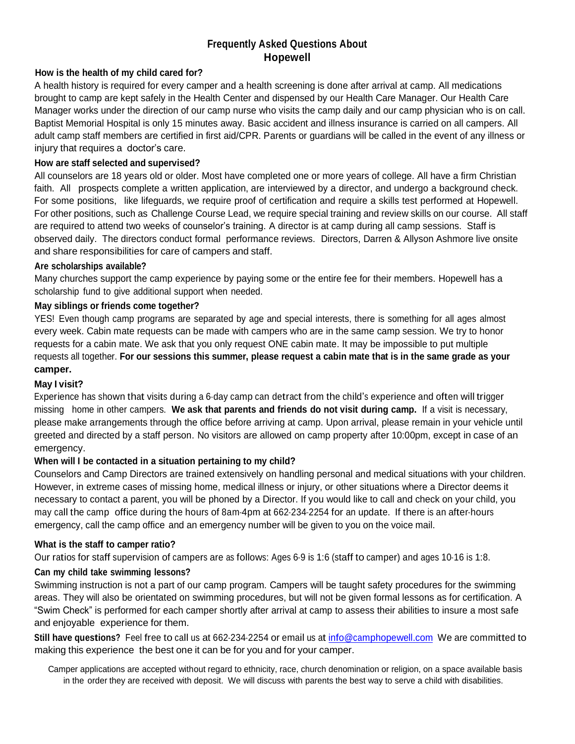# Frequently Asked Questions About Hopewell

### How is the health of my child cared for?

A health history is required for every camper and a health screening is done after arrival at camp. All medications brought to camp are kept safely in the Health Center and dispensed by our Health Care Manager. Our Health Care Manager works under the direction of our camp nurse who visits the camp daily and our camp physician who is on call. Baptist Memorial Hospital is only 15 minutes away. Basic accident and illness insurance is carried on all campers. All adult camp staff members are certified in first aid/CPR. Parents or guardians will be called in the event of any illness or injury that requires a doctor's care.

### How are staff selected and supervised?

All counselors are 18 years old or older. Most have completed one or more years of college. All have a firm Christian faith. All prospects complete a written application, are interviewed by a director, and undergo a background check. For some positions, like lifeguards, we require proof of certification and require a skills test performed at Hopewell. For other positions, such as Challenge Course Lead, we require special training and review skills on our course. All staff are required to attend two weeks of counselor's training. A director is at camp during all camp sessions. Staff is observed daily. The directors conduct formal performance reviews. Directors, Darren & Allyson Ashmore live onsite and share responsibilities for care of campers and staff.

### Are scholarships available?

Many churches support the camp experience by paying some or the entire fee for their members. Hopewell has a scholarship fund to give additional support when needed.

### May siblings or friends come together?

YES! Even though camp programs are separated by age and special interests, there is something for all ages almost every week. Cabin mate requests can be made with campers who are in the same camp session. We try to honor requests for a cabin mate. We ask that you only request ONE cabin mate. It may be impossible to put multiple requests all together. **For our sessions this summer, please request a cabin mate that is in the same grade as your camper.**

### May I visit?

Experience has shown that visits during a 6-day camp can detract from the child's experience and often will trigger missing home in other campers. **We ask that parents and friends do not visit during camp.** If a visit is necessary, please make arrangements through the office before arriving at camp. Upon arrival, please remain in your vehicle until greeted and directed by a staff person. No visitors are allowed on camp property after 10:00pm, except in case of an emergency.

### When will I be contacted in a situation pertaining to my child?

Counselors and Camp Directors are trained extensively on handling personal and medical situations with your children. However, in extreme cases of missing home, medical illness or injury, or other situations where a Director deems it necessary to contact a parent, you will be phoned by a Director. If you would like to call and check on your child, you may call the camp office during the hours of 8am-4pm at 662-234-2254 for an update. If there is an after-hours emergency, call the camp office and an emergency number will be given to you on the voice mail.

### What is the staff to camper ratio?

Our ratios for staff supervision of campers are as follows: Ages 6-9 is 1:6 (staff to camper) and ages 10-16 is 1:8.

### Can my child take swimming lessons?

Swimming instruction is not a part of our camp program. Campers will be taught safety procedures for the swimming areas. They will also be orientated on swimming procedures, but will not be given formal lessons as for certification. A "Swim Check" is performed for each camper shortly after arrival at camp to assess their abilities to insure a most safe and enjoyable experience for them.

**Still have questions?** Feel free to call us at 662-234-2254 or email us at info@camphopewell.com We are committed to making this experience the best one it can be for you and for your camper.

Camper applications are accepted without regard to ethnicity, race, church denomination or religion, on a space available basis in the order they are received with deposit. We will discuss with parents the best way to serve a child with disabilities.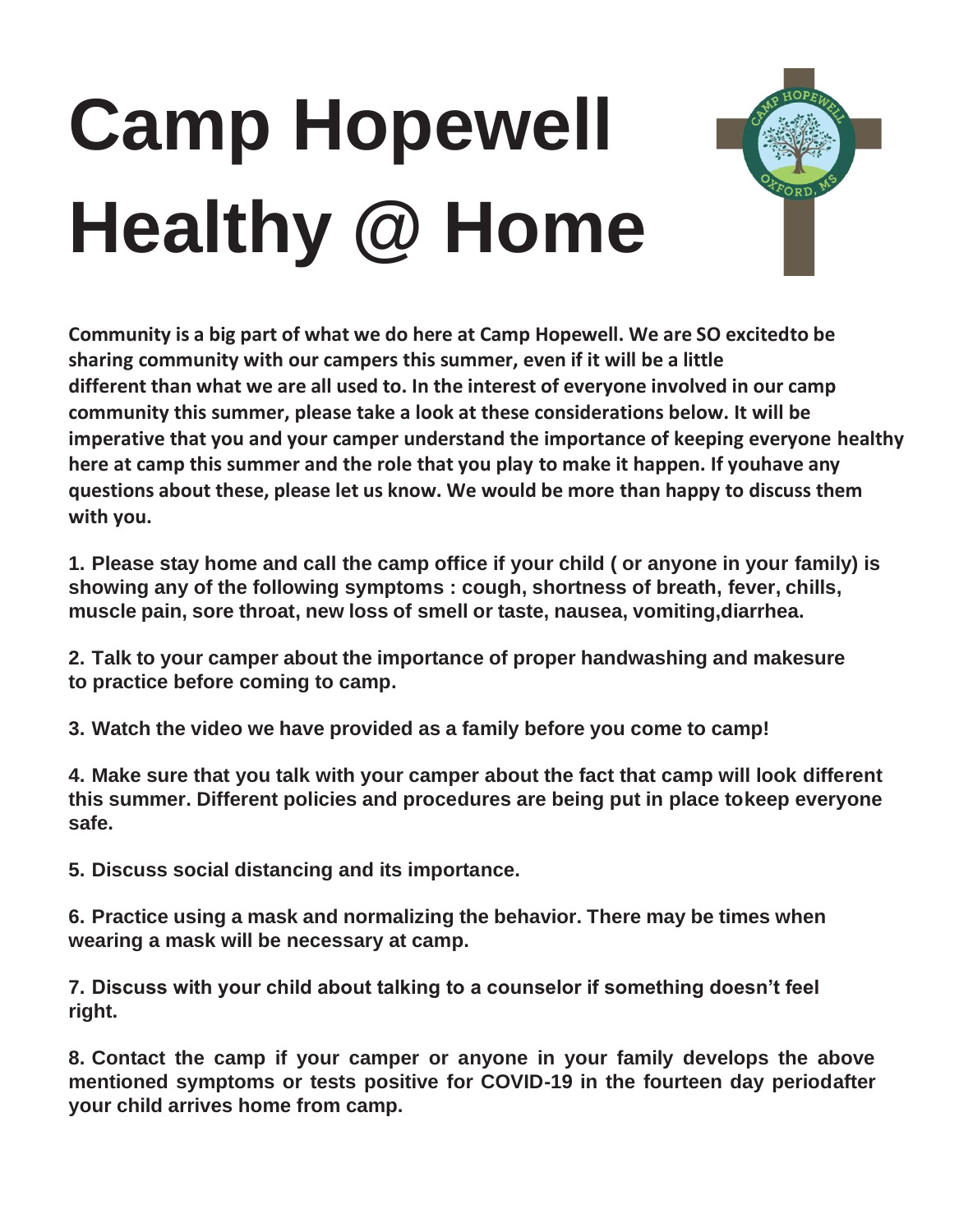# Camp Hopewell Healthy @ Home

**Community is a big part of what we do here at Camp Hopewell. We are SO excitedto be sharing community with our campers this summer, even if it will be a little different than what we are all used to. In the interest of everyone involved in our camp community this summer, please take a look at these considerations below. It will be imperative that you and your camper understand the importance of keeping everyone healthy here at camp this summer and the role that you play to make it happen. If youhave any questions about these, please let us know. We would be more than happy to discuss them with you.**

**1. Please stay home and call the camp office if your child ( or anyone in your family) is showing any of the following symptoms : cough, shortness of breath, fever, chills, muscle pain, sore throat, new loss of smell or taste, nausea, vomiting,diarrhea.**

**2. Talk to your camper about the importance of proper handwashing and makesure to practice before coming to camp.**

**3. Watch the video we have provided as a family before you come to camp!**

**4. Make sure that you talk with your camper about the fact that camp will look different this summer. Different policies and procedures are being put in place tokeep everyone safe.**

**5. Discuss social distancing and its importance.**

**6. Practice using a mask and normalizing the behavior. There may be times when wearing a mask will be necessary at camp.**

**7. Discuss with your child about talking to a counselor if something doesn't feel right.**

**8. Contact the camp if your camper or anyone in your family develops the above mentioned symptoms or tests positive for COVID-19 in the fourteen day periodafter your child arrives home from camp.**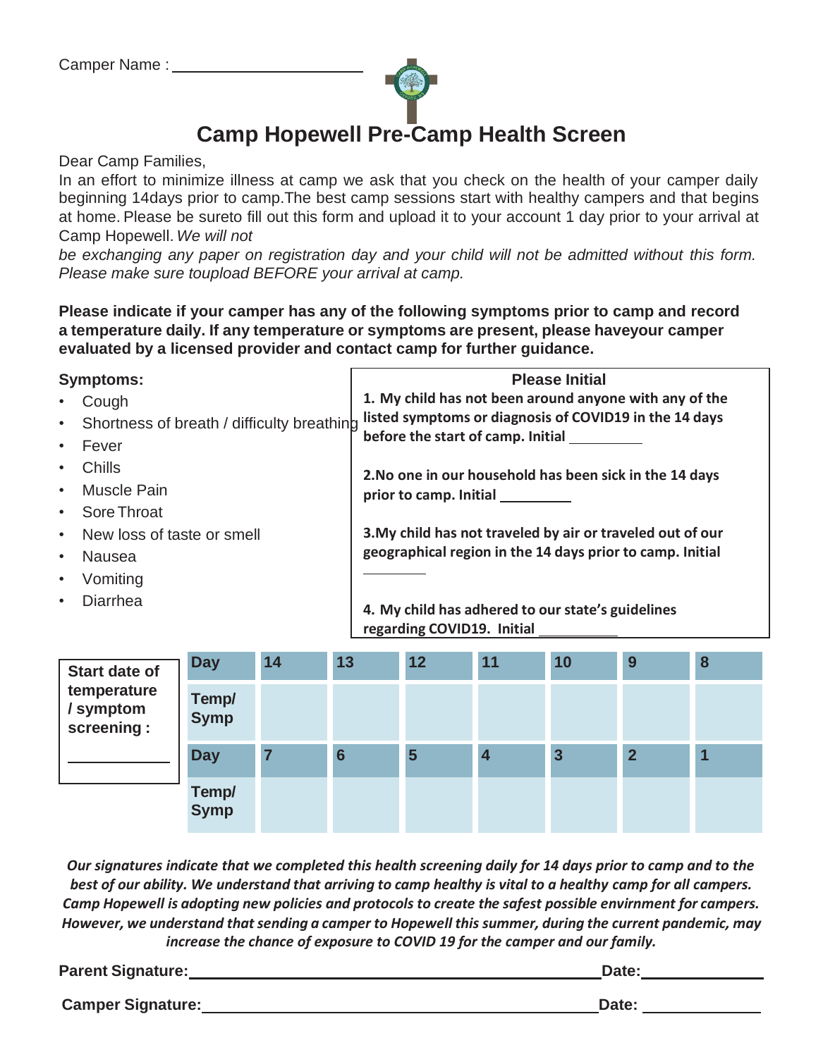Camper Name : ______________________

# Camp Hopewell Pre-Camp Health Screen

Dear Camp Families,

In an effort to minimize illness at camp we ask that you check on the health of your camper daily beginning 14days prior to camp.The best camp sessions start with healthy campers and that begins at home. Please be sureto fill out this form and upload it to your account 1 day prior to your arrival at Camp Hopewell. *We will not be exchanging any paper on registration day and your child will not be admitted without this form. Please make sure toupload BEFORE your arrival at camp.*

**Please indicate if your camper has any of the following symptoms prior to camp and record a temperature daily. If any temperature or symptoms are present, please haveyour camper evaluated by a licensed provider and contact camp for further guidance.**

**Symptoms:**

- Cough
- Shortness of breath / difficulty breathing
- Fever
- Chills
- Muscle Pain
- Sore Throat
- New loss of taste or smell
- Nausea
- Vomiting
- Diarrhea

**Please Initial**

**1. My child has not been around anyone with any of the listed symptoms or diagnosis of COVID19 in the 14 days before the start of camp. Initial** __________

**2.No one in our household has been sick in the 14 days prior to camp. Initial** __________

**3.My child has not traveled by air or traveled out of our geographical region in the 14 days prior to camp. Initial** __________

**4. My child has adhered to our state's guidelines regarding COVID19. Initial** __________

| **Start date of temperature / symptom screening :** ____________ | **Day** | **14** | **13** | **12** | **11** | **10** | **9** | **8** |
|---|---|---|---|---|---|---|---|---|
| | **Temp/ Symp** | | | | | | | |
| | **Day** | **7** | **6** | **5** | **4** | **3** | **2** | **1** |
| | **Temp/ Symp** | | | | | | | |

***Our signatures indicate that we completed this health screening daily for 14 days prior to camp and to the best of our ability. We understand that arriving to camp healthy is vital to a healthy camp for all campers. Camp Hopewell is adopting new policies and protocols to create the safest possible envirnment for campers. However, we understand that sending a camper to Hopewell this summer, during the current pandemic, may increase the chance of exposure to COVID 19 for the camper and our family.***

**Parent Signature:** ________________________________ **Date:** ______________

**Camper Signature:** ________________________________ **Date:** ______________